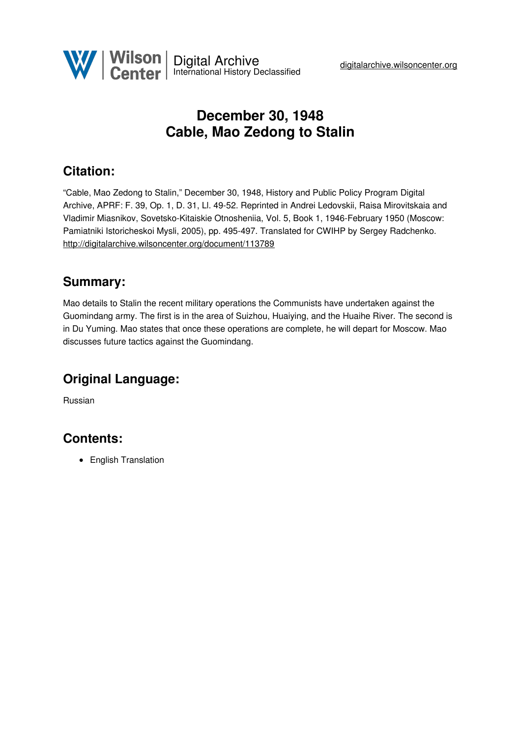# December 30, 1948
# Cable, Mao Zedong to Stalin

## Citation:

"Cable, Mao Zedong to Stalin," December 30, 1948, History and Public Policy Program Digital Archive, APRF: F. 39, Op. 1, D. 31, Ll. 49-52. Reprinted in Andrei Ledovskii, Raisa Mirovitskaia and Vladimir Miasnikov, Sovetsko-Kitaiskie Otnosheniia, Vol. 5, Book 1, 1946-February 1950 (Moscow: Pamiatniki Istoricheskoi Mysli, 2005), pp. 495-497. Translated for CWIHP by Sergey Radchenko.
http://digitalarchive.wilsoncenter.org/document/113789

## Summary:

Mao details to Stalin the recent military operations the Communists have undertaken against the Guomindang army. The first is in the area of Suizhou, Huaiying, and the Huaihe River. The second is in Du Yuming. Mao states that once these operations are complete, he will depart for Moscow. Mao discusses future tactics against the Guomindang.

## Original Language:

Russian

## Contents:

- English Translation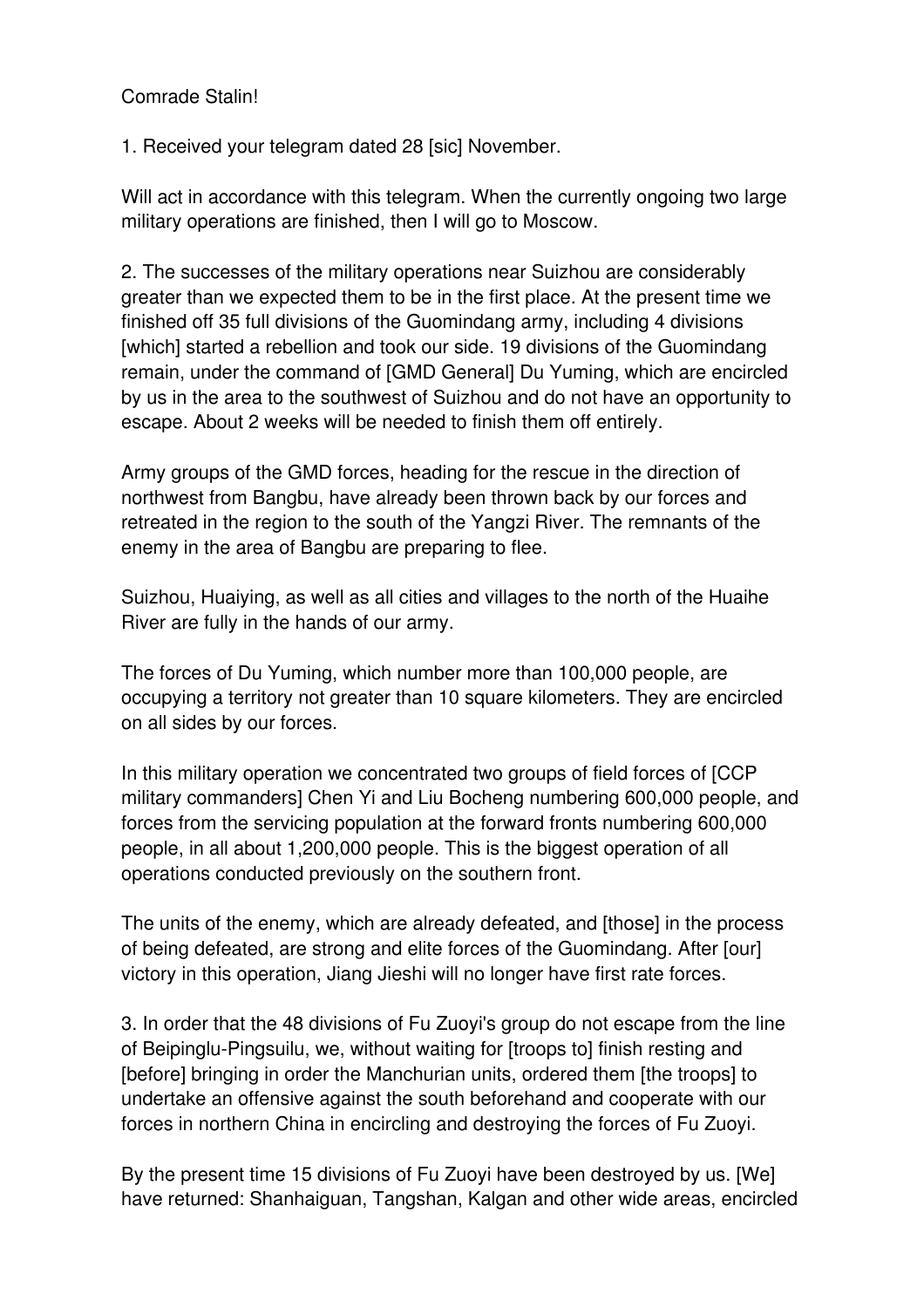Comrade Stalin!

1. Received your telegram dated 28 [sic] November.

Will act in accordance with this telegram. When the currently ongoing two large military operations are finished, then I will go to Moscow.

2. The successes of the military operations near Suizhou are considerably greater than we expected them to be in the first place. At the present time we finished off 35 full divisions of the Guomindang army, including 4 divisions [which] started a rebellion and took our side. 19 divisions of the Guomindang remain, under the command of [GMD General] Du Yuming, which are encircled by us in the area to the southwest of Suizhou and do not have an opportunity to escape. About 2 weeks will be needed to finish them off entirely.

Army groups of the GMD forces, heading for the rescue in the direction of northwest from Bangbu, have already been thrown back by our forces and retreated in the region to the south of the Yangzi River. The remnants of the enemy in the area of Bangbu are preparing to flee.

Suizhou, Huaiying, as well as all cities and villages to the north of the Huaihe River are fully in the hands of our army.

The forces of Du Yuming, which number more than 100,000 people, are occupying a territory not greater than 10 square kilometers. They are encircled on all sides by our forces.

In this military operation we concentrated two groups of field forces of [CCP military commanders] Chen Yi and Liu Bocheng numbering 600,000 people, and forces from the servicing population at the forward fronts numbering 600,000 people, in all about 1,200,000 people. This is the biggest operation of all operations conducted previously on the southern front.

The units of the enemy, which are already defeated, and [those] in the process of being defeated, are strong and elite forces of the Guomindang. After [our] victory in this operation, Jiang Jieshi will no longer have first rate forces.

3. In order that the 48 divisions of Fu Zuoyi's group do not escape from the line of Beipinglu-Pingsuilu, we, without waiting for [troops to] finish resting and [before] bringing in order the Manchurian units, ordered them [the troops] to undertake an offensive against the south beforehand and cooperate with our forces in northern China in encircling and destroying the forces of Fu Zuoyi.

By the present time 15 divisions of Fu Zuoyi have been destroyed by us. [We] have returned: Shanhaiguan, Tangshan, Kalgan and other wide areas, encircled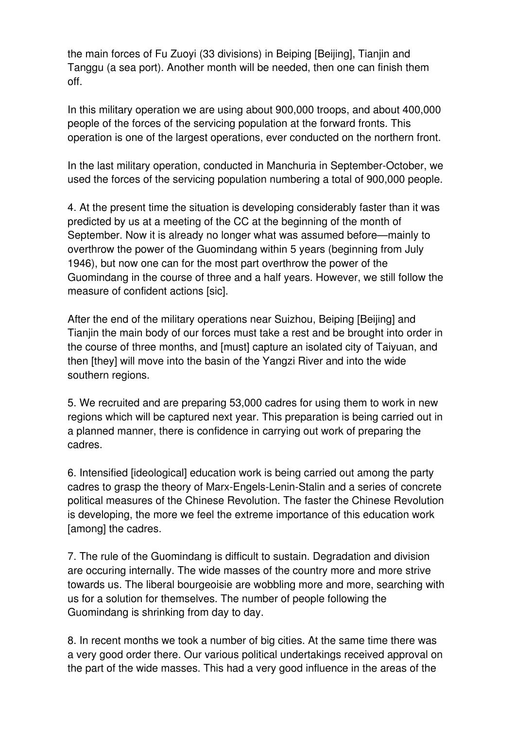the main forces of Fu Zuoyi (33 divisions) in Beiping [Beijing], Tianjin and Tanggu (a sea port). Another month will be needed, then one can finish them off.

In this military operation we are using about 900,000 troops, and about 400,000 people of the forces of the servicing population at the forward fronts. This operation is one of the largest operations, ever conducted on the northern front.

In the last military operation, conducted in Manchuria in September-October, we used the forces of the servicing population numbering a total of 900,000 people.

4. At the present time the situation is developing considerably faster than it was predicted by us at a meeting of the CC at the beginning of the month of September. Now it is already no longer what was assumed before—mainly to overthrow the power of the Guomindang within 5 years (beginning from July 1946), but now one can for the most part overthrow the power of the Guomindang in the course of three and a half years. However, we still follow the measure of confident actions [sic].

After the end of the military operations near Suizhou, Beiping [Beijing] and Tianjin the main body of our forces must take a rest and be brought into order in the course of three months, and [must] capture an isolated city of Taiyuan, and then [they] will move into the basin of the Yangzi River and into the wide southern regions.

5. We recruited and are preparing 53,000 cadres for using them to work in new regions which will be captured next year. This preparation is being carried out in a planned manner, there is confidence in carrying out work of preparing the cadres.

6. Intensified [ideological] education work is being carried out among the party cadres to grasp the theory of Marx-Engels-Lenin-Stalin and a series of concrete political measures of the Chinese Revolution. The faster the Chinese Revolution is developing, the more we feel the extreme importance of this education work [among] the cadres.

7. The rule of the Guomindang is difficult to sustain. Degradation and division are occuring internally. The wide masses of the country more and more strive towards us. The liberal bourgeoisie are wobbling more and more, searching with us for a solution for themselves. The number of people following the Guomindang is shrinking from day to day.

8. In recent months we took a number of big cities. At the same time there was a very good order there. Our various political undertakings received approval on the part of the wide masses. This had a very good influence in the areas of the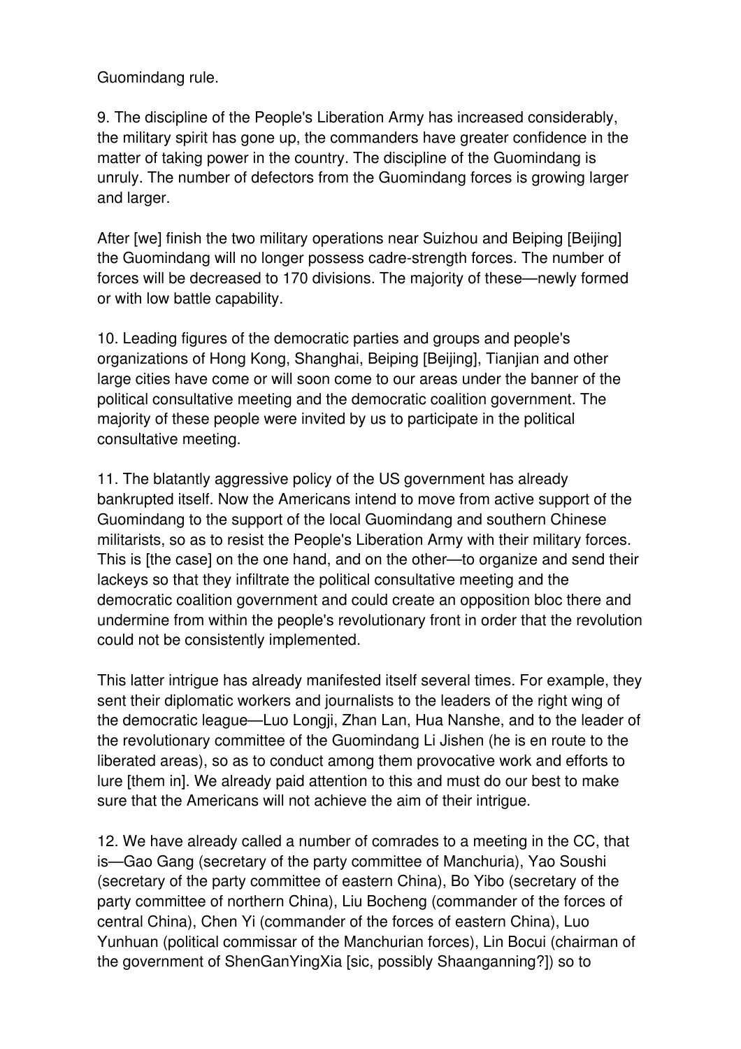Guomindang rule.

9. The discipline of the People's Liberation Army has increased considerably, the military spirit has gone up, the commanders have greater confidence in the matter of taking power in the country. The discipline of the Guomindang is unruly. The number of defectors from the Guomindang forces is growing larger and larger.

After [we] finish the two military operations near Suizhou and Beiping [Beijing] the Guomindang will no longer possess cadre-strength forces. The number of forces will be decreased to 170 divisions. The majority of these—newly formed or with low battle capability.

10. Leading figures of the democratic parties and groups and people's organizations of Hong Kong, Shanghai, Beiping [Beijing], Tianjian and other large cities have come or will soon come to our areas under the banner of the political consultative meeting and the democratic coalition government. The majority of these people were invited by us to participate in the political consultative meeting.

11. The blatantly aggressive policy of the US government has already bankrupted itself. Now the Americans intend to move from active support of the Guomindang to the support of the local Guomindang and southern Chinese militarists, so as to resist the People's Liberation Army with their military forces. This is [the case] on the one hand, and on the other—to organize and send their lackeys so that they infiltrate the political consultative meeting and the democratic coalition government and could create an opposition bloc there and undermine from within the people's revolutionary front in order that the revolution could not be consistently implemented.

This latter intrigue has already manifested itself several times. For example, they sent their diplomatic workers and journalists to the leaders of the right wing of the democratic league—Luo Longji, Zhan Lan, Hua Nanshe, and to the leader of the revolutionary committee of the Guomindang Li Jishen (he is en route to the liberated areas), so as to conduct among them provocative work and efforts to lure [them in]. We already paid attention to this and must do our best to make sure that the Americans will not achieve the aim of their intrigue.

12. We have already called a number of comrades to a meeting in the CC, that is—Gao Gang (secretary of the party committee of Manchuria), Yao Soushi (secretary of the party committee of eastern China), Bo Yibo (secretary of the party committee of northern China), Liu Bocheng (commander of the forces of central China), Chen Yi (commander of the forces of eastern China), Luo Yunhuan (political commissar of the Manchurian forces), Lin Bocui (chairman of the government of ShenGanYingXia [sic, possibly Shaanganning?]) so to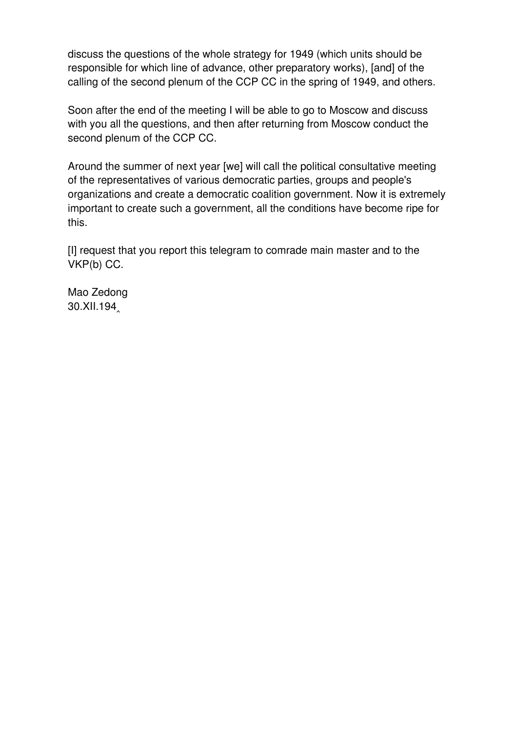discuss the questions of the whole strategy for 1949 (which units should be responsible for which line of advance, other preparatory works), [and] of the calling of the second plenum of the CCP CC in the spring of 1949, and others.

Soon after the end of the meeting I will be able to go to Moscow and discuss with you all the questions, and then after returning from Moscow conduct the second plenum of the CCP CC.

Around the summer of next year [we] will call the political consultative meeting of the representatives of various democratic parties, groups and people's organizations and create a democratic coalition government. Now it is extremely important to create such a government, all the conditions have become ripe for this.

[I] request that you report this telegram to comrade main master and to the VKP(b) CC.

Mao Zedong
30.XII.194‸